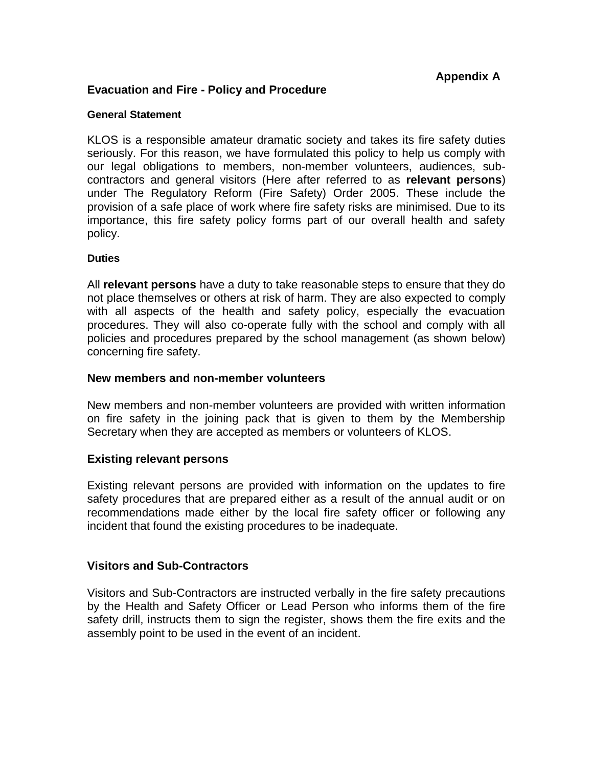**Appendix A**

## Evacuation and Fire - Policy and Procedure

### General Statement

KLOS is a responsible amateur dramatic society and takes its fire safety duties seriously. For this reason, we have formulated this policy to help us comply with our legal obligations to members, non-member volunteers, audiences, sub-contractors and general visitors (Here after referred to as **relevant persons**) under The Regulatory Reform (Fire Safety) Order 2005. These include the provision of a safe place of work where fire safety risks are minimised. Due to its importance, this fire safety policy forms part of our overall health and safety policy.

### Duties

All **relevant persons** have a duty to take reasonable steps to ensure that they do not place themselves or others at risk of harm. They are also expected to comply with all aspects of the health and safety policy, especially the evacuation procedures. They will also co-operate fully with the school and comply with all policies and procedures prepared by the school management (as shown below) concerning fire safety.

### New members and non-member volunteers

New members and non-member volunteers are provided with written information on fire safety in the joining pack that is given to them by the Membership Secretary when they are accepted as members or volunteers of KLOS.

### Existing relevant persons

Existing relevant persons are provided with information on the updates to fire safety procedures that are prepared either as a result of the annual audit or on recommendations made either by the local fire safety officer or following any incident that found the existing procedures to be inadequate.

### Visitors and Sub-Contractors

Visitors and Sub-Contractors are instructed verbally in the fire safety precautions by the Health and Safety Officer or Lead Person who informs them of the fire safety drill, instructs them to sign the register, shows them the fire exits and the assembly point to be used in the event of an incident.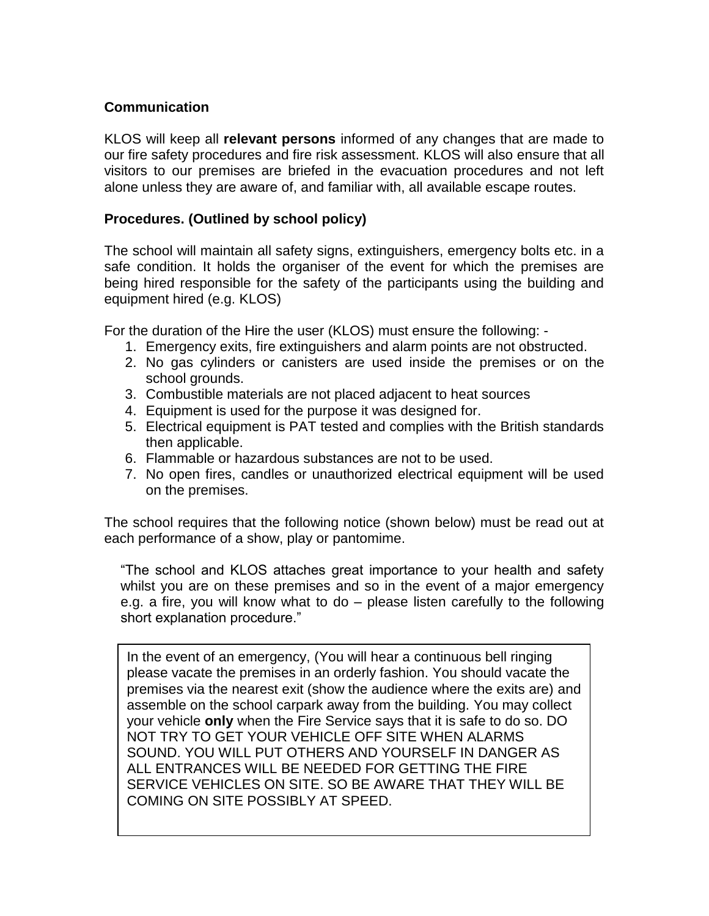**Communication**

KLOS will keep all **relevant persons** informed of any changes that are made to our fire safety procedures and fire risk assessment. KLOS will also ensure that all visitors to our premises are briefed in the evacuation procedures and not left alone unless they are aware of, and familiar with, all available escape routes.

**Procedures. (Outlined by school policy)**

The school will maintain all safety signs, extinguishers, emergency bolts etc. in a safe condition. It holds the organiser of the event for which the premises are being hired responsible for the safety of the participants using the building and equipment hired (e.g. KLOS)

For the duration of the Hire the user (KLOS) must ensure the following: -

1. Emergency exits, fire extinguishers and alarm points are not obstructed.
2. No gas cylinders or canisters are used inside the premises or on the school grounds.
3. Combustible materials are not placed adjacent to heat sources
4. Equipment is used for the purpose it was designed for.
5. Electrical equipment is PAT tested and complies with the British standards then applicable.
6. Flammable or hazardous substances are not to be used.
7. No open fires, candles or unauthorized electrical equipment will be used on the premises.

The school requires that the following notice (shown below) must be read out at each performance of a show, play or pantomime.

> "The school and KLOS attaches great importance to your health and safety whilst you are on these premises and so in the event of a major emergency e.g. a fire, you will know what to do – please listen carefully to the following short explanation procedure."

> In the event of an emergency, (You will hear a continuous bell ringing please vacate the premises in an orderly fashion. You should vacate the premises via the nearest exit (show the audience where the exits are) and assemble on the school carpark away from the building. You may collect your vehicle **only** when the Fire Service says that it is safe to do so. DO NOT TRY TO GET YOUR VEHICLE OFF SITE WHEN ALARMS SOUND. YOU WILL PUT OTHERS AND YOURSELF IN DANGER AS ALL ENTRANCES WILL BE NEEDED FOR GETTING THE FIRE SERVICE VEHICLES ON SITE. SO BE AWARE THAT THEY WILL BE COMING ON SITE POSSIBLY AT SPEED.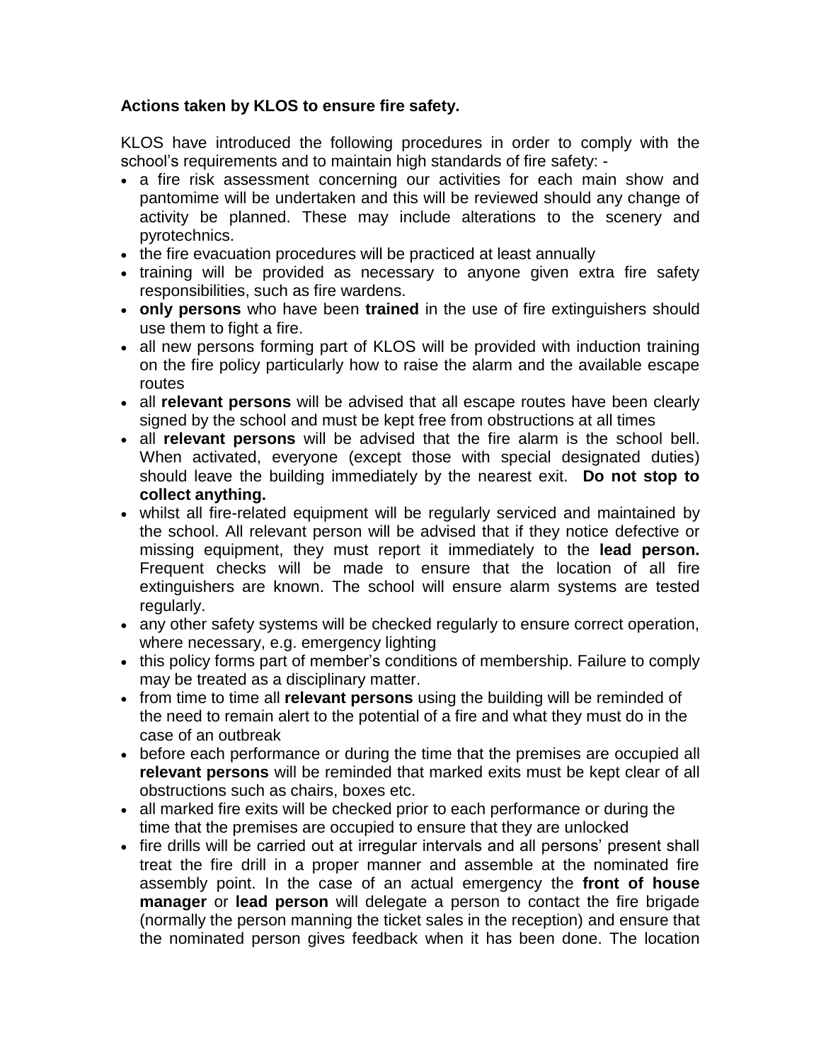**Actions taken by KLOS to ensure fire safety.**

KLOS have introduced the following procedures in order to comply with the school's requirements and to maintain high standards of fire safety: -

- a fire risk assessment concerning our activities for each main show and pantomime will be undertaken and this will be reviewed should any change of activity be planned. These may include alterations to the scenery and pyrotechnics.
- the fire evacuation procedures will be practiced at least annually
- training will be provided as necessary to anyone given extra fire safety responsibilities, such as fire wardens.
- **only persons** who have been **trained** in the use of fire extinguishers should use them to fight a fire.
- all new persons forming part of KLOS will be provided with induction training on the fire policy particularly how to raise the alarm and the available escape routes
- all **relevant persons** will be advised that all escape routes have been clearly signed by the school and must be kept free from obstructions at all times
- all **relevant persons** will be advised that the fire alarm is the school bell. When activated, everyone (except those with special designated duties) should leave the building immediately by the nearest exit. **Do not stop to collect anything.**
- whilst all fire-related equipment will be regularly serviced and maintained by the school. All relevant person will be advised that if they notice defective or missing equipment, they must report it immediately to the **lead person.** Frequent checks will be made to ensure that the location of all fire extinguishers are known. The school will ensure alarm systems are tested regularly.
- any other safety systems will be checked regularly to ensure correct operation, where necessary, e.g. emergency lighting
- this policy forms part of member's conditions of membership. Failure to comply may be treated as a disciplinary matter.
- from time to time all **relevant persons** using the building will be reminded of the need to remain alert to the potential of a fire and what they must do in the case of an outbreak
- before each performance or during the time that the premises are occupied all **relevant persons** will be reminded that marked exits must be kept clear of all obstructions such as chairs, boxes etc.
- all marked fire exits will be checked prior to each performance or during the time that the premises are occupied to ensure that they are unlocked
- fire drills will be carried out at irregular intervals and all persons' present shall treat the fire drill in a proper manner and assemble at the nominated fire assembly point. In the case of an actual emergency the **front of house manager** or **lead person** will delegate a person to contact the fire brigade (normally the person manning the ticket sales in the reception) and ensure that the nominated person gives feedback when it has been done. The location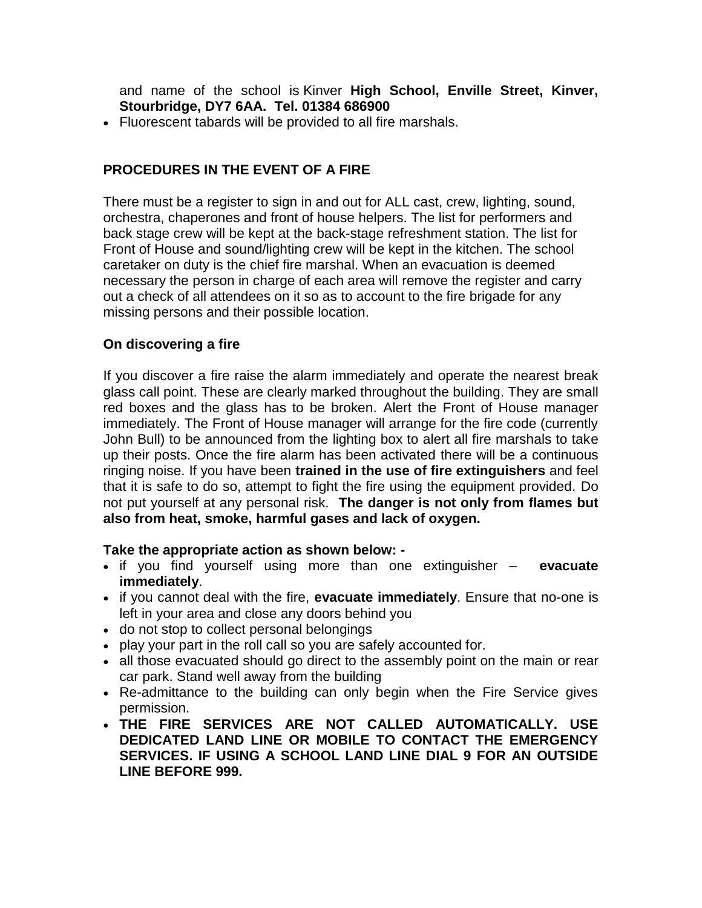and name of the school is Kinver **High School, Enville Street, Kinver, Stourbridge, DY7 6AA. Tel. 01384 686900**

- Fluorescent tabards will be provided to all fire marshals.

**PROCEDURES IN THE EVENT OF A FIRE**

There must be a register to sign in and out for ALL cast, crew, lighting, sound, orchestra, chaperones and front of house helpers. The list for performers and back stage crew will be kept at the back-stage refreshment station. The list for Front of House and sound/lighting crew will be kept in the kitchen. The school caretaker on duty is the chief fire marshal. When an evacuation is deemed necessary the person in charge of each area will remove the register and carry out a check of all attendees on it so as to account to the fire brigade for any missing persons and their possible location.

**On discovering a fire**

If you discover a fire raise the alarm immediately and operate the nearest break glass call point. These are clearly marked throughout the building. They are small red boxes and the glass has to be broken. Alert the Front of House manager immediately. The Front of House manager will arrange for the fire code (currently John Bull) to be announced from the lighting box to alert all fire marshals to take up their posts. Once the fire alarm has been activated there will be a continuous ringing noise. If you have been **trained in the use of fire extinguishers** and feel that it is safe to do so, attempt to fight the fire using the equipment provided. Do not put yourself at any personal risk. **The danger is not only from flames but also from heat, smoke, harmful gases and lack of oxygen.**

**Take the appropriate action as shown below: -**

- if you find yourself using more than one extinguisher – **evacuate immediately**.
- if you cannot deal with the fire, **evacuate immediately**. Ensure that no-one is left in your area and close any doors behind you
- do not stop to collect personal belongings
- play your part in the roll call so you are safely accounted for.
- all those evacuated should go direct to the assembly point on the main or rear car park. Stand well away from the building
- Re-admittance to the building can only begin when the Fire Service gives permission.
- **THE FIRE SERVICES ARE NOT CALLED AUTOMATICALLY. USE DEDICATED LAND LINE OR MOBILE TO CONTACT THE EMERGENCY SERVICES. IF USING A SCHOOL LAND LINE DIAL 9 FOR AN OUTSIDE LINE BEFORE 999.**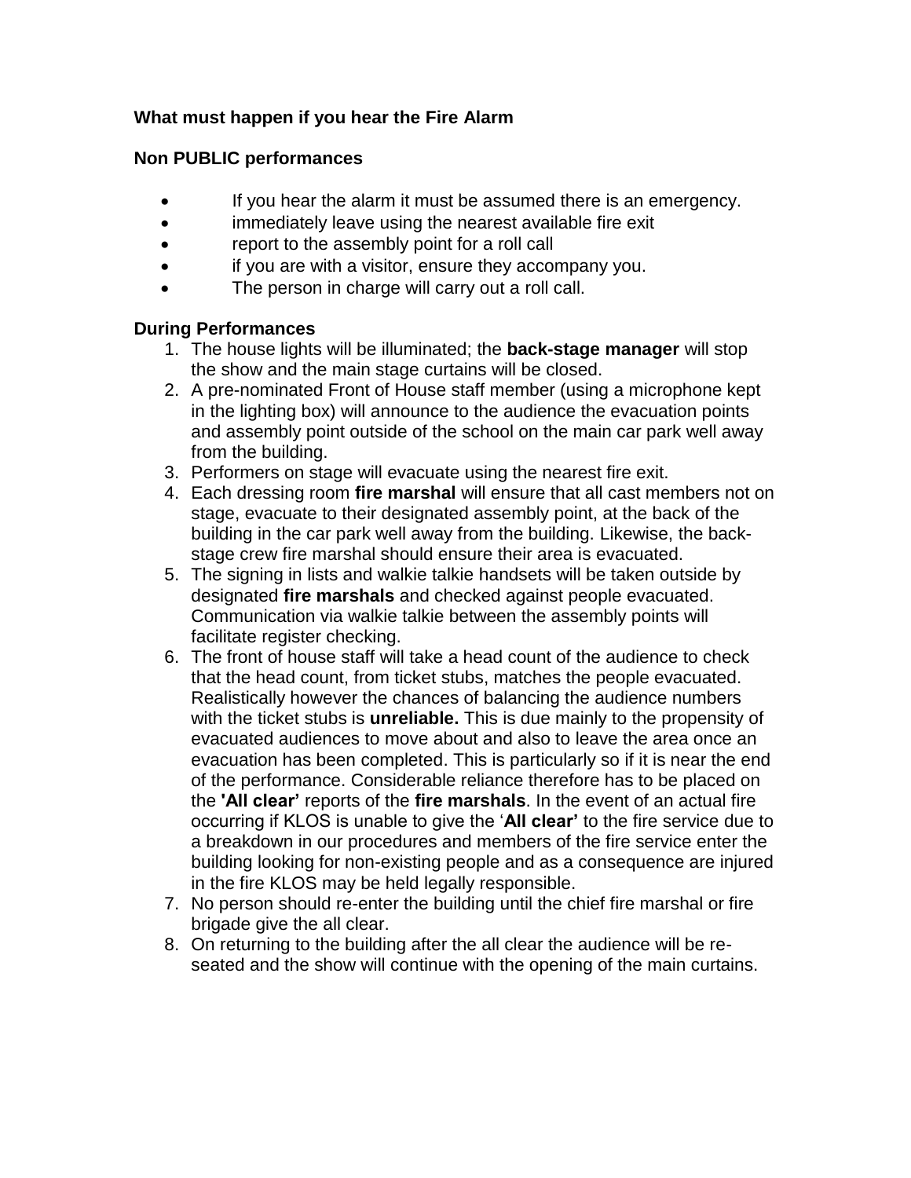**What must happen if you hear the Fire Alarm**

**Non PUBLIC performances**

- If you hear the alarm it must be assumed there is an emergency.
- immediately leave using the nearest available fire exit
- report to the assembly point for a roll call
- if you are with a visitor, ensure they accompany you.
- The person in charge will carry out a roll call.

**During Performances**

1. The house lights will be illuminated; the **back-stage manager** will stop the show and the main stage curtains will be closed.
2. A pre-nominated Front of House staff member (using a microphone kept in the lighting box) will announce to the audience the evacuation points and assembly point outside of the school on the main car park well away from the building.
3. Performers on stage will evacuate using the nearest fire exit.
4. Each dressing room **fire marshal** will ensure that all cast members not on stage, evacuate to their designated assembly point, at the back of the building in the car park well away from the building. Likewise, the back-stage crew fire marshal should ensure their area is evacuated.
5. The signing in lists and walkie talkie handsets will be taken outside by designated **fire marshals** and checked against people evacuated. Communication via walkie talkie between the assembly points will facilitate register checking.
6. The front of house staff will take a head count of the audience to check that the head count, from ticket stubs, matches the people evacuated. Realistically however the chances of balancing the audience numbers with the ticket stubs is **unreliable.** This is due mainly to the propensity of evacuated audiences to move about and also to leave the area once an evacuation has been completed. This is particularly so if it is near the end of the performance. Considerable reliance therefore has to be placed on the **'All clear'** reports of the **fire marshals**. In the event of an actual fire occurring if KLOS is unable to give the '**All clear'** to the fire service due to a breakdown in our procedures and members of the fire service enter the building looking for non-existing people and as a consequence are injured in the fire KLOS may be held legally responsible.
7. No person should re-enter the building until the chief fire marshal or fire brigade give the all clear.
8. On returning to the building after the all clear the audience will be re-seated and the show will continue with the opening of the main curtains.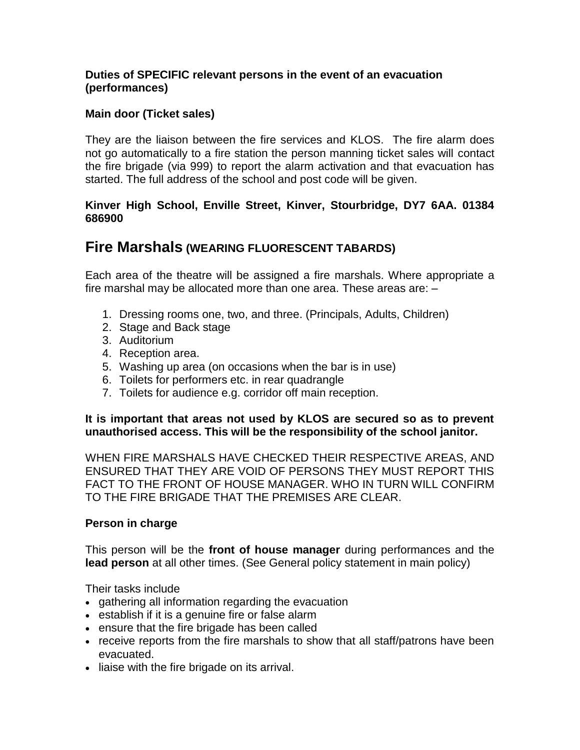**Duties of SPECIFIC relevant persons in the event of an evacuation (performances)**

**Main door (Ticket sales)**

They are the liaison between the fire services and KLOS. The fire alarm does not go automatically to a fire station the person manning ticket sales will contact the fire brigade (via 999) to report the alarm activation and that evacuation has started. The full address of the school and post code will be given.

**Kinver High School, Enville Street, Kinver, Stourbridge, DY7 6AA. 01384 686900**

## Fire Marshals (WEARING FLUORESCENT TABARDS)

Each area of the theatre will be assigned a fire marshals. Where appropriate a fire marshal may be allocated more than one area. These areas are: –

1. Dressing rooms one, two, and three. (Principals, Adults, Children)
2. Stage and Back stage
3. Auditorium
4. Reception area.
5. Washing up area (on occasions when the bar is in use)
6. Toilets for performers etc. in rear quadrangle
7. Toilets for audience e.g. corridor off main reception.

**It is important that areas not used by KLOS are secured so as to prevent unauthorised access. This will be the responsibility of the school janitor.**

WHEN FIRE MARSHALS HAVE CHECKED THEIR RESPECTIVE AREAS, AND ENSURED THAT THEY ARE VOID OF PERSONS THEY MUST REPORT THIS FACT TO THE FRONT OF HOUSE MANAGER. WHO IN TURN WILL CONFIRM TO THE FIRE BRIGADE THAT THE PREMISES ARE CLEAR.

**Person in charge**

This person will be the **front of house manager** during performances and the **lead person** at all other times. (See General policy statement in main policy)

Their tasks include

- gathering all information regarding the evacuation
- establish if it is a genuine fire or false alarm
- ensure that the fire brigade has been called
- receive reports from the fire marshals to show that all staff/patrons have been evacuated.
- liaise with the fire brigade on its arrival.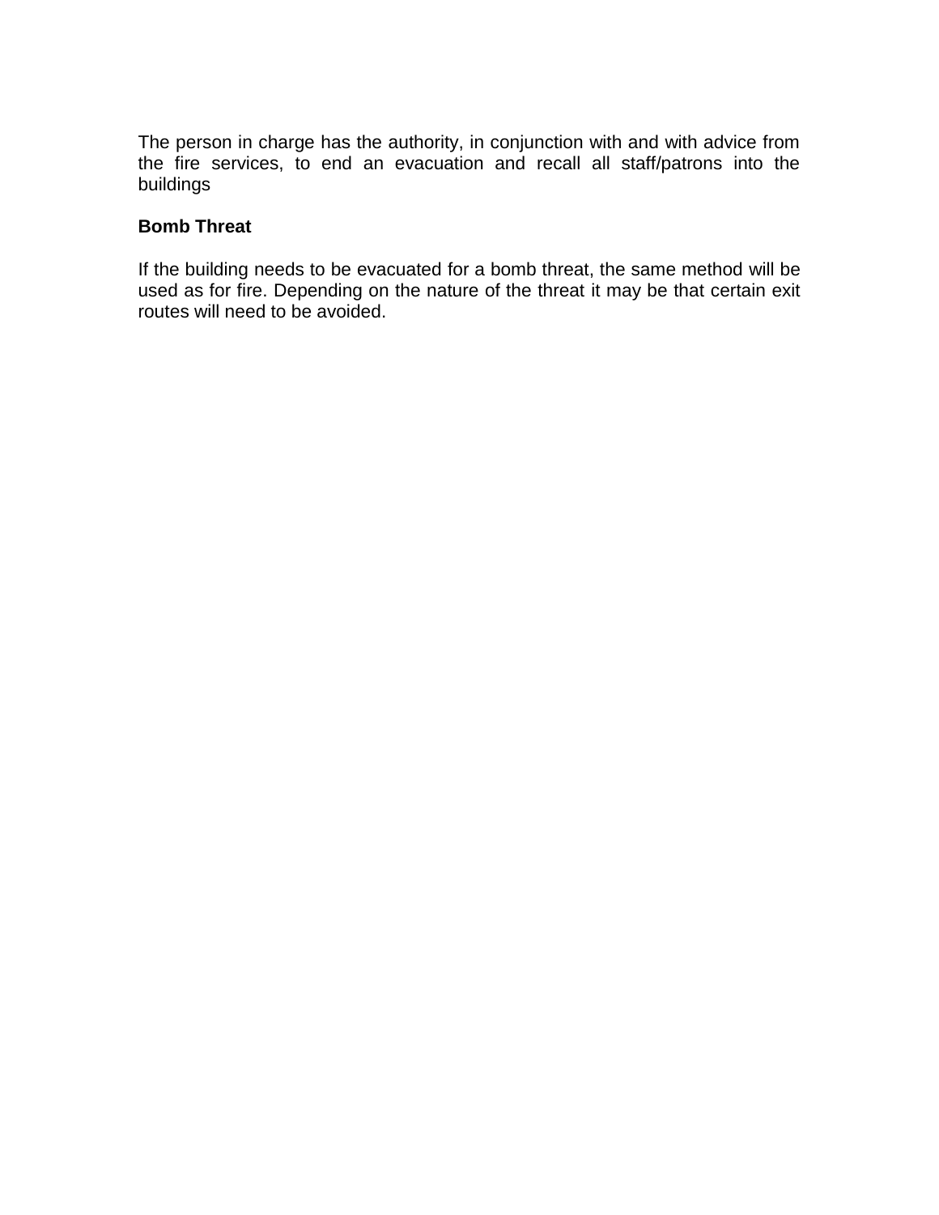The person in charge has the authority, in conjunction with and with advice from the fire services, to end an evacuation and recall all staff/patrons into the buildings

**Bomb Threat**

If the building needs to be evacuated for a bomb threat, the same method will be used as for fire. Depending on the nature of the threat it may be that certain exit routes will need to be avoided.